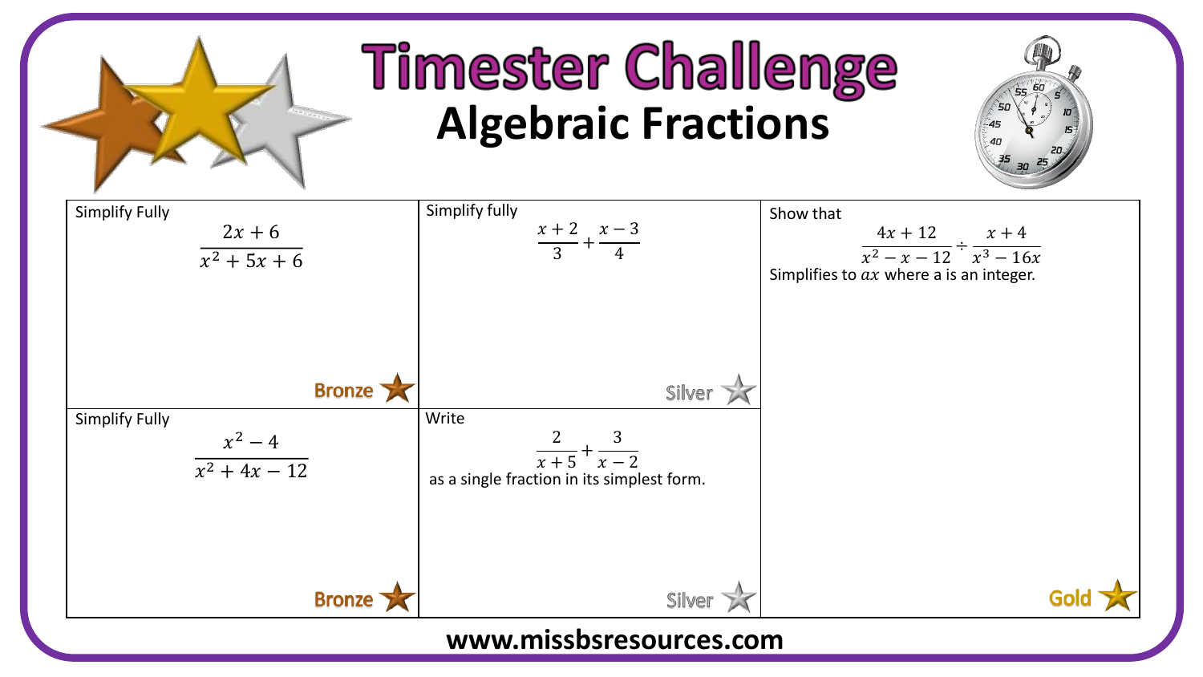# Timester Challenge

## Algebraic Fractions

Simplify Fully

$$\frac{2x+6}{x^2+5x+6}$$

Bronze

Simplify fully

$$\frac{x+2}{3}+\frac{x-3}{4}$$

Silver

Show that

$$\frac{4x+12}{x^2-x-12} \div \frac{x+4}{x^3-16x}$$

Simplifies to $ax$ where a is an integer.

Gold

Simplify Fully

$$\frac{x^2-4}{x^2+4x-12}$$

Bronze

Write

$$\frac{2}{x+5}+\frac{3}{x-2}$$

as a single fraction in its simplest form.

Silver

www.missbsresources.com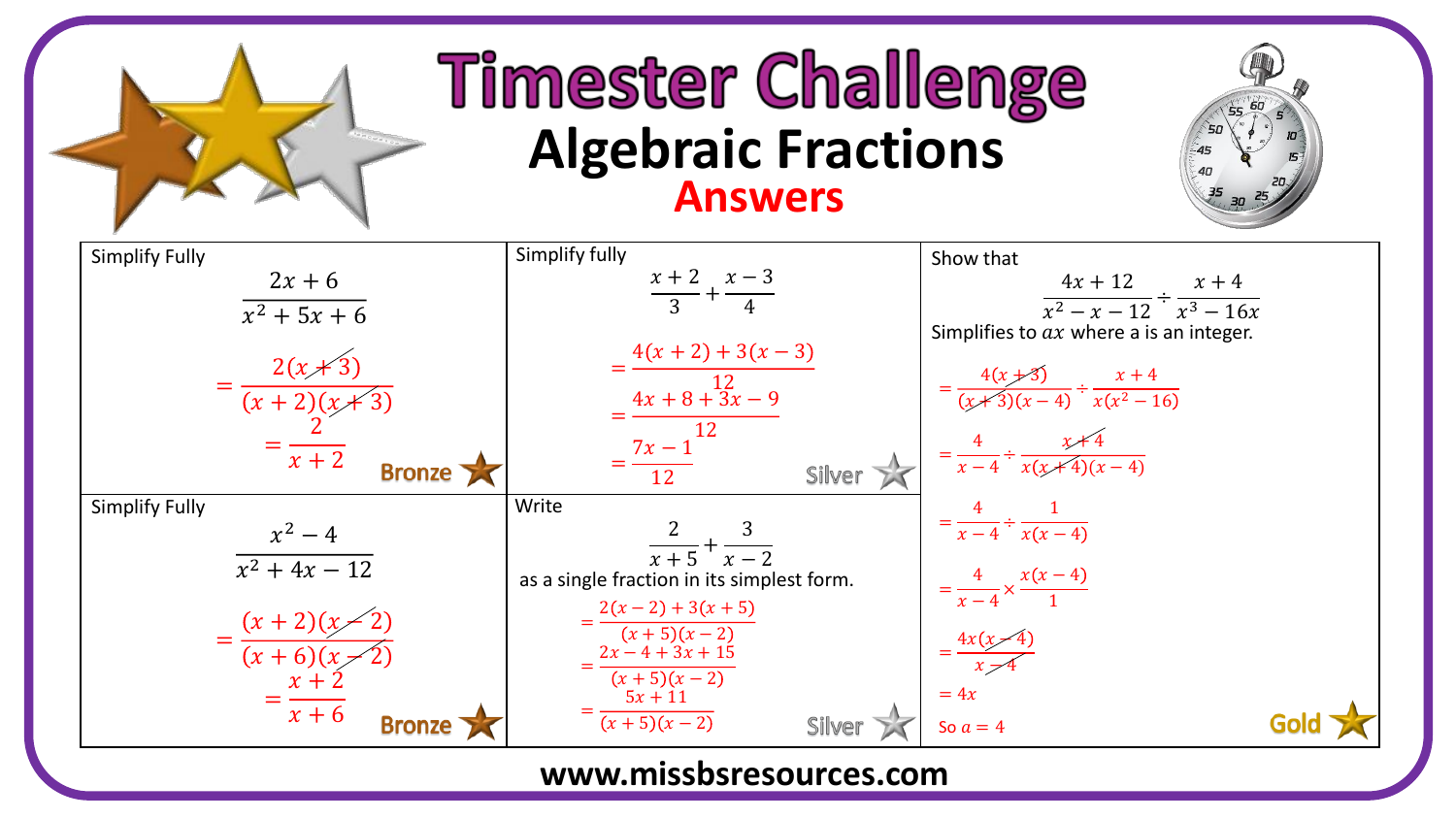# Timester Challenge

## Algebraic Fractions

## Answers

**Simplify Fully**

$$\frac{2x+6}{x^2+5x+6}$$

$$=\frac{2(x+3)}{(x+2)(x+3)}$$

$$=\frac{2}{x+2}$$

Bronze

**Simplify fully**

$$\frac{x+2}{3}+\frac{x-3}{4}$$

$$=\frac{4(x+2)+3(x-3)}{12}$$

$$=\frac{4x+8+3x-9}{12}$$

$$=\frac{7x-1}{12}$$

Silver

**Show that**

$$\frac{4x+12}{x^2-x-12}\div\frac{x+4}{x^3-16x}$$

Simplifies to $ax$ where a is an integer.

$$=\frac{4(x+3)}{(x+3)(x-4)}\div\frac{x+4}{x(x^2-16)}$$

$$=\frac{4}{x-4}\div\frac{x+4}{x(x+4)(x-4)}$$

$$=\frac{4}{x-4}\div\frac{1}{x(x-4)}$$

$$=\frac{4}{x-4}\times\frac{x(x-4)}{1}$$

$$=\frac{4x(x-4)}{x-4}$$

$$=4x$$

So $a=4$

Gold

**Simplify Fully**

$$\frac{x^2-4}{x^2+4x-12}$$

$$=\frac{(x+2)(x-2)}{(x+6)(x-2)}$$

$$=\frac{x+2}{x+6}$$

Bronze

**Write**

$$\frac{2}{x+5}+\frac{3}{x-2}$$

as a single fraction in its simplest form.

$$=\frac{2(x-2)+3(x+5)}{(x+5)(x-2)}$$

$$=\frac{2x-4+3x+15}{(x+5)(x-2)}$$

$$=\frac{5x+11}{(x+5)(x-2)}$$

Silver

www.missbsresources.com